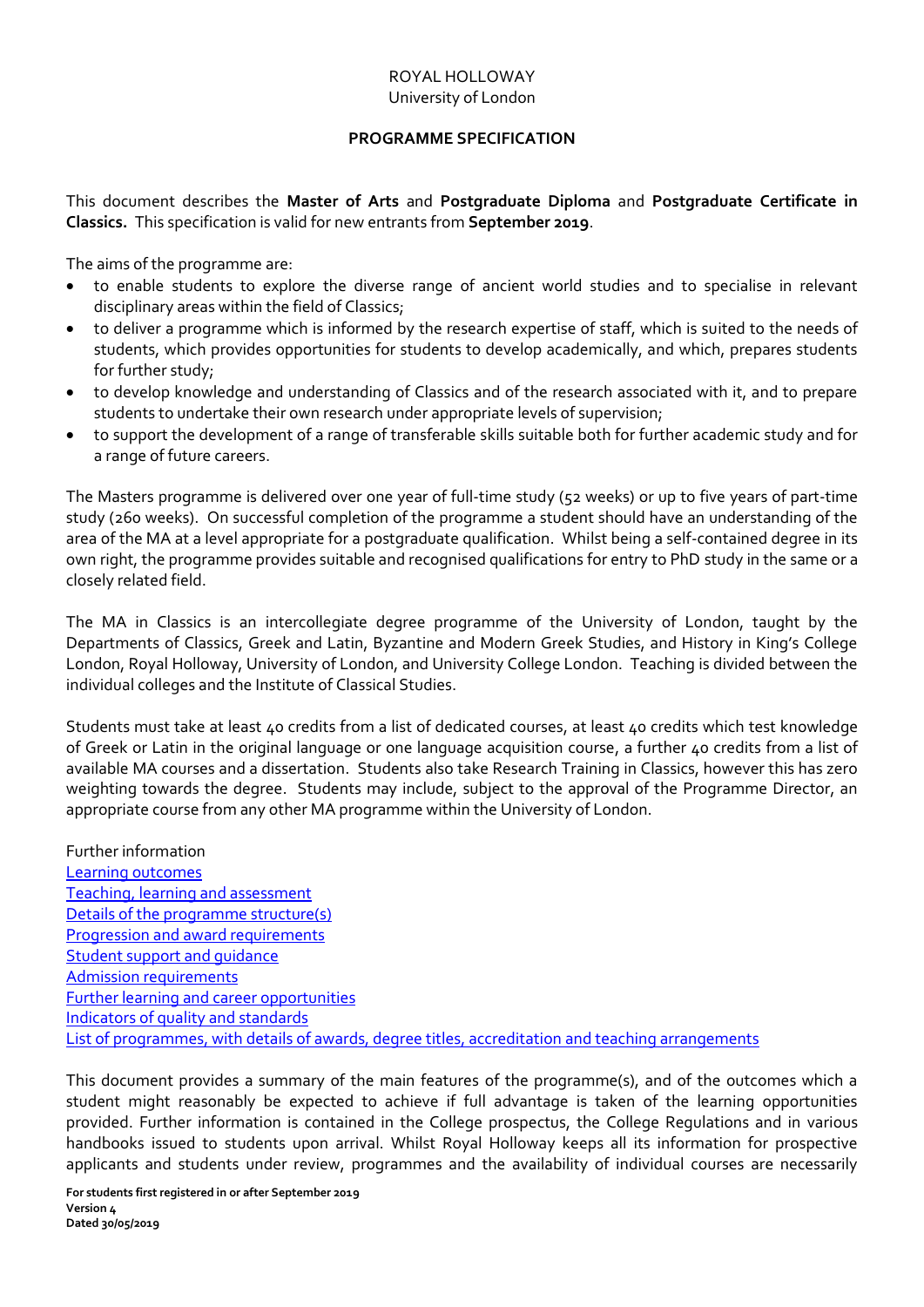ROYAL HOLLOWAY
University of London

## PROGRAMME SPECIFICATION

This document describes the **Master of Arts** and **Postgraduate Diploma** and **Postgraduate Certificate in Classics.** This specification is valid for new entrants from **September 2019**.

The aims of the programme are:

- to enable students to explore the diverse range of ancient world studies and to specialise in relevant disciplinary areas within the field of Classics;
- to deliver a programme which is informed by the research expertise of staff, which is suited to the needs of students, which provides opportunities for students to develop academically, and which, prepares students for further study;
- to develop knowledge and understanding of Classics and of the research associated with it, and to prepare students to undertake their own research under appropriate levels of supervision;
- to support the development of a range of transferable skills suitable both for further academic study and for a range of future careers.

The Masters programme is delivered over one year of full-time study (52 weeks) or up to five years of part-time study (260 weeks). On successful completion of the programme a student should have an understanding of the area of the MA at a level appropriate for a postgraduate qualification. Whilst being a self-contained degree in its own right, the programme provides suitable and recognised qualifications for entry to PhD study in the same or a closely related field.

The MA in Classics is an intercollegiate degree programme of the University of London, taught by the Departments of Classics, Greek and Latin, Byzantine and Modern Greek Studies, and History in King's College London, Royal Holloway, University of London, and University College London. Teaching is divided between the individual colleges and the Institute of Classical Studies.

Students must take at least 40 credits from a list of dedicated courses, at least 40 credits which test knowledge of Greek or Latin in the original language or one language acquisition course, a further 40 credits from a list of available MA courses and a dissertation. Students also take Research Training in Classics, however this has zero weighting towards the degree. Students may include, subject to the approval of the Programme Director, an appropriate course from any other MA programme within the University of London.

Further information
Learning outcomes
Teaching, learning and assessment
Details of the programme structure(s)
Progression and award requirements
Student support and guidance
Admission requirements
Further learning and career opportunities
Indicators of quality and standards
List of programmes, with details of awards, degree titles, accreditation and teaching arrangements

This document provides a summary of the main features of the programme(s), and of the outcomes which a student might reasonably be expected to achieve if full advantage is taken of the learning opportunities provided. Further information is contained in the College prospectus, the College Regulations and in various handbooks issued to students upon arrival. Whilst Royal Holloway keeps all its information for prospective applicants and students under review, programmes and the availability of individual courses are necessarily

**For students first registered in or after September 2019**
**Version 4**
**Dated 30/05/2019**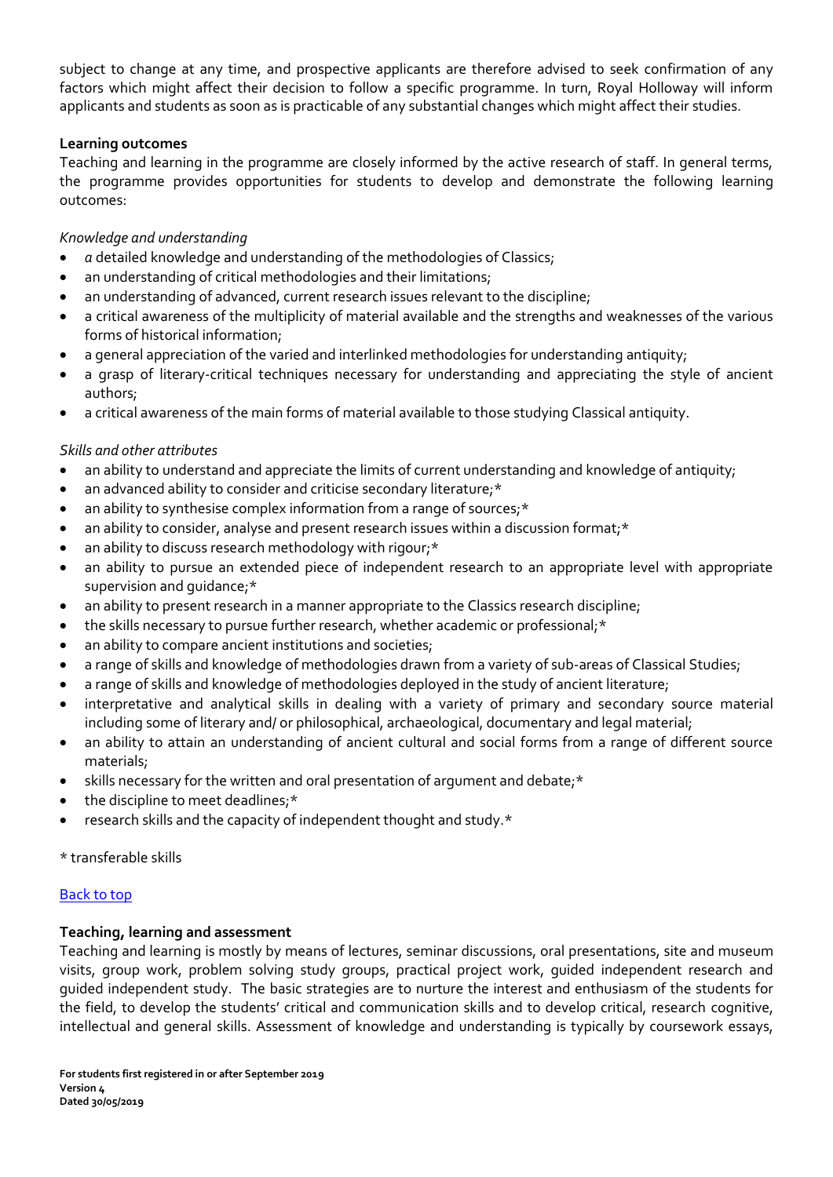subject to change at any time, and prospective applicants are therefore advised to seek confirmation of any factors which might affect their decision to follow a specific programme. In turn, Royal Holloway will inform applicants and students as soon as is practicable of any substantial changes which might affect their studies.

**Learning outcomes**

Teaching and learning in the programme are closely informed by the active research of staff. In general terms, the programme provides opportunities for students to develop and demonstrate the following learning outcomes:

*Knowledge and understanding*

- *a* detailed knowledge and understanding of the methodologies of Classics;
- an understanding of critical methodologies and their limitations;
- an understanding of advanced, current research issues relevant to the discipline;
- a critical awareness of the multiplicity of material available and the strengths and weaknesses of the various forms of historical information;
- a general appreciation of the varied and interlinked methodologies for understanding antiquity;
- a grasp of literary-critical techniques necessary for understanding and appreciating the style of ancient authors;
- a critical awareness of the main forms of material available to those studying Classical antiquity.

*Skills and other attributes*

- an ability to understand and appreciate the limits of current understanding and knowledge of antiquity;
- an advanced ability to consider and criticise secondary literature;*
- an ability to synthesise complex information from a range of sources;*
- an ability to consider, analyse and present research issues within a discussion format;*
- an ability to discuss research methodology with rigour;*
- an ability to pursue an extended piece of independent research to an appropriate level with appropriate supervision and guidance;*
- an ability to present research in a manner appropriate to the Classics research discipline;
- the skills necessary to pursue further research, whether academic or professional;*
- an ability to compare ancient institutions and societies;
- a range of skills and knowledge of methodologies drawn from a variety of sub-areas of Classical Studies;
- a range of skills and knowledge of methodologies deployed in the study of ancient literature;
- interpretative and analytical skills in dealing with a variety of primary and secondary source material including some of literary and/ or philosophical, archaeological, documentary and legal material;
- an ability to attain an understanding of ancient cultural and social forms from a range of different source materials;
- skills necessary for the written and oral presentation of argument and debate;*
- the discipline to meet deadlines;*
- research skills and the capacity of independent thought and study.*

\* transferable skills

Back to top

**Teaching, learning and assessment**

Teaching and learning is mostly by means of lectures, seminar discussions, oral presentations, site and museum visits, group work, problem solving study groups, practical project work, guided independent research and guided independent study. The basic strategies are to nurture the interest and enthusiasm of the students for the field, to develop the students' critical and communication skills and to develop critical, research cognitive, intellectual and general skills. Assessment of knowledge and understanding is typically by coursework essays,

**For students first registered in or after September 2019**
**Version 4**
**Dated 30/05/2019**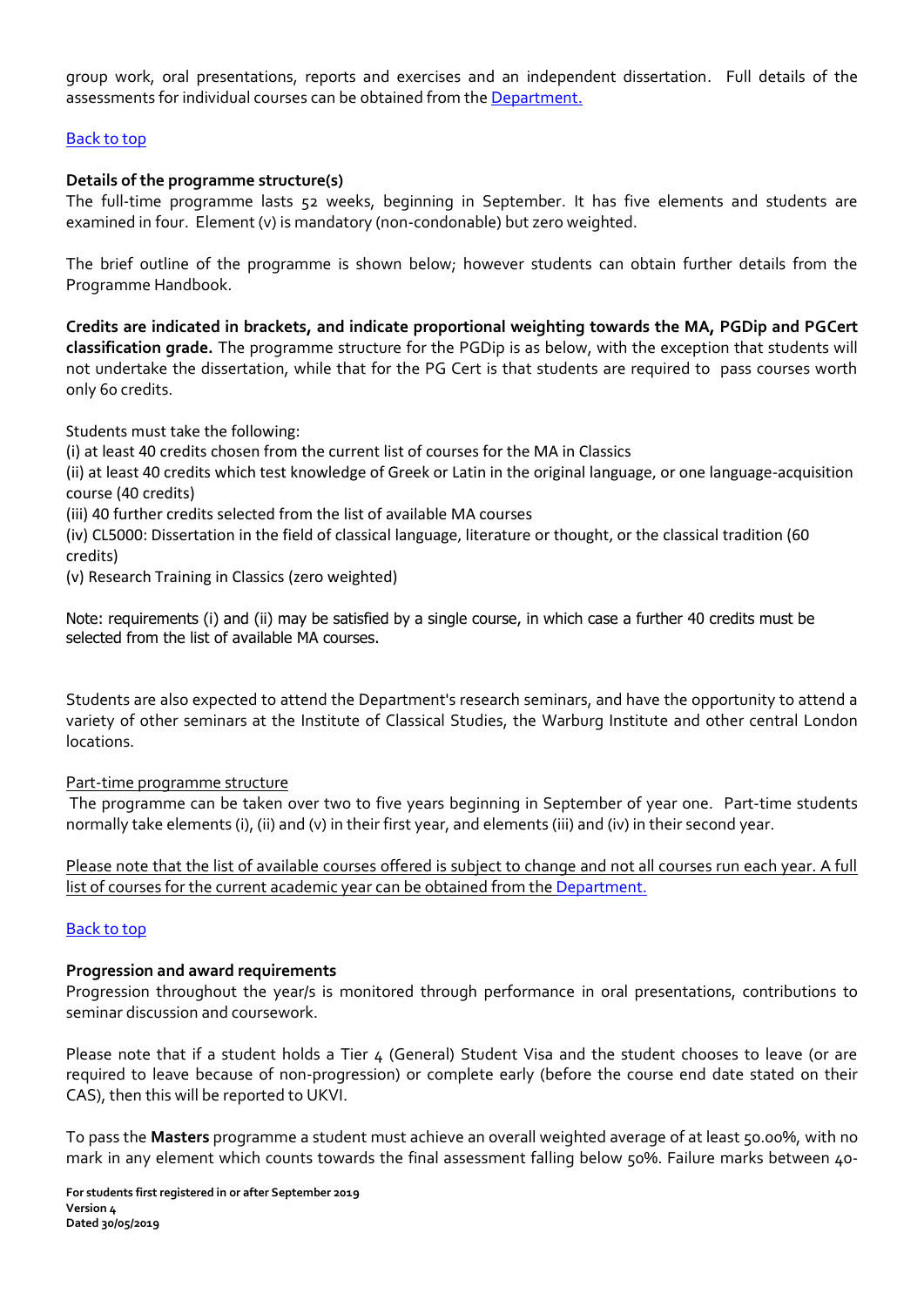group work, oral presentations, reports and exercises and an independent dissertation. Full details of the assessments for individual courses can be obtained from the [Department.](#)

[Back to top](#)

**Details of the programme structure(s)**

The full-time programme lasts 52 weeks, beginning in September. It has five elements and students are examined in four. Element (v) is mandatory (non-condonable) but zero weighted.

The brief outline of the programme is shown below; however students can obtain further details from the Programme Handbook.

**Credits are indicated in brackets, and indicate proportional weighting towards the MA, PGDip and PGCert classification grade.** The programme structure for the PGDip is as below, with the exception that students will not undertake the dissertation, while that for the PG Cert is that students are required to pass courses worth only 60 credits.

Students must take the following:

(i) at least 40 credits chosen from the current list of courses for the MA in Classics
(ii) at least 40 credits which test knowledge of Greek or Latin in the original language, or one language-acquisition course (40 credits)
(iii) 40 further credits selected from the list of available MA courses
(iv) CL5000: Dissertation in the field of classical language, literature or thought, or the classical tradition (60 credits)
(v) Research Training in Classics (zero weighted)

Note: requirements (i) and (ii) may be satisfied by a single course, in which case a further 40 credits must be selected from the list of available MA courses.

Students are also expected to attend the Department's research seminars, and have the opportunity to attend a variety of other seminars at the Institute of Classical Studies, the Warburg Institute and other central London locations.

Part-time programme structure

The programme can be taken over two to five years beginning in September of year one. Part-time students normally take elements (i), (ii) and (v) in their first year, and elements (iii) and (iv) in their second year.

Please note that the list of available courses offered is subject to change and not all courses run each year. A full list of courses for the current academic year can be obtained from the [Department.](#)

[Back to top](#)

**Progression and award requirements**

Progression throughout the year/s is monitored through performance in oral presentations, contributions to seminar discussion and coursework.

Please note that if a student holds a Tier 4 (General) Student Visa and the student chooses to leave (or are required to leave because of non-progression) or complete early (before the course end date stated on their CAS), then this will be reported to UKVI.

To pass the **Masters** programme a student must achieve an overall weighted average of at least 50.00%, with no mark in any element which counts towards the final assessment falling below 50%. Failure marks between 40-

**For students first registered in or after September 2019**
**Version 4**
**Dated 30/05/2019**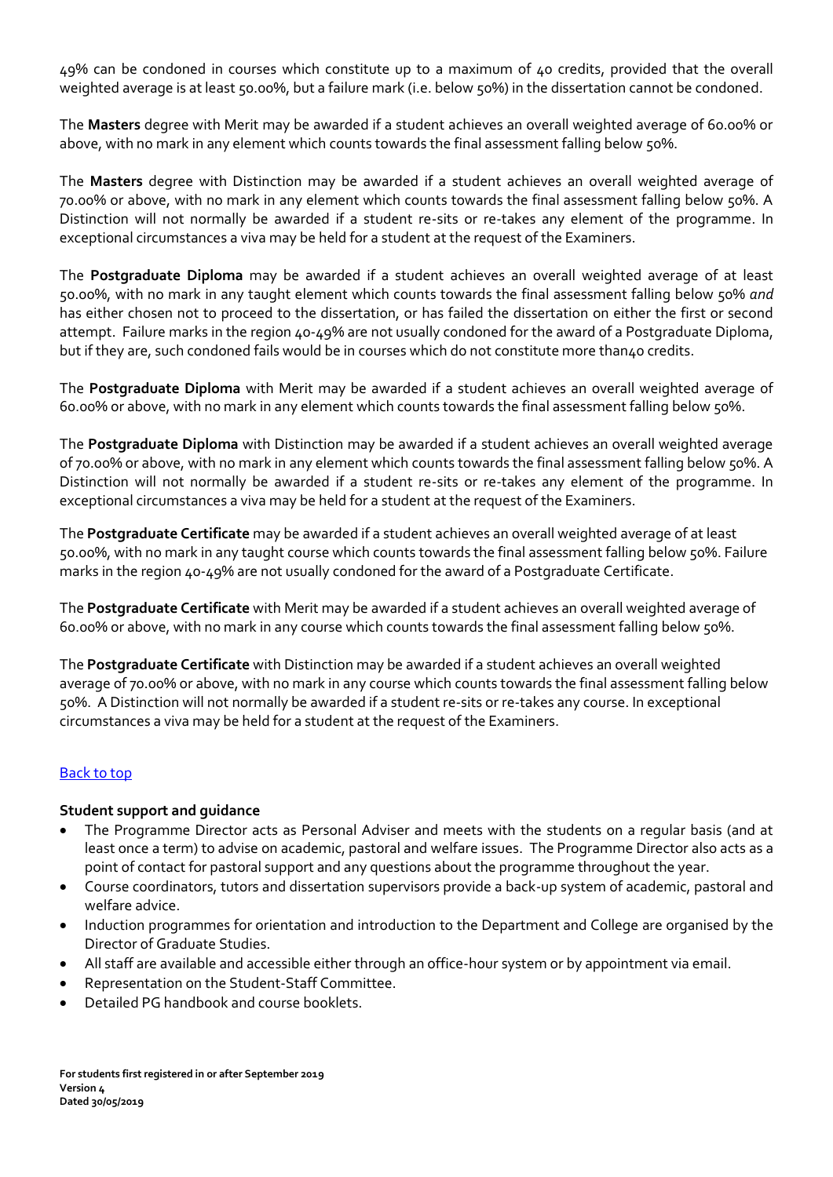49% can be condoned in courses which constitute up to a maximum of 40 credits, provided that the overall weighted average is at least 50.00%, but a failure mark (i.e. below 50%) in the dissertation cannot be condoned.

The **Masters** degree with Merit may be awarded if a student achieves an overall weighted average of 60.00% or above, with no mark in any element which counts towards the final assessment falling below 50%.

The **Masters** degree with Distinction may be awarded if a student achieves an overall weighted average of 70.00% or above, with no mark in any element which counts towards the final assessment falling below 50%. A Distinction will not normally be awarded if a student re-sits or re-takes any element of the programme. In exceptional circumstances a viva may be held for a student at the request of the Examiners.

The **Postgraduate Diploma** may be awarded if a student achieves an overall weighted average of at least 50.00%, with no mark in any taught element which counts towards the final assessment falling below 50% *and* has either chosen not to proceed to the dissertation, or has failed the dissertation on either the first or second attempt. Failure marks in the region 40-49% are not usually condoned for the award of a Postgraduate Diploma, but if they are, such condoned fails would be in courses which do not constitute more than40 credits.

The **Postgraduate Diploma** with Merit may be awarded if a student achieves an overall weighted average of 60.00% or above, with no mark in any element which counts towards the final assessment falling below 50%.

The **Postgraduate Diploma** with Distinction may be awarded if a student achieves an overall weighted average of 70.00% or above, with no mark in any element which counts towards the final assessment falling below 50%. A Distinction will not normally be awarded if a student re-sits or re-takes any element of the programme. In exceptional circumstances a viva may be held for a student at the request of the Examiners.

The **Postgraduate Certificate** may be awarded if a student achieves an overall weighted average of at least 50.00%, with no mark in any taught course which counts towards the final assessment falling below 50%. Failure marks in the region 40-49% are not usually condoned for the award of a Postgraduate Certificate.

The **Postgraduate Certificate** with Merit may be awarded if a student achieves an overall weighted average of 60.00% or above, with no mark in any course which counts towards the final assessment falling below 50%.

The **Postgraduate Certificate** with Distinction may be awarded if a student achieves an overall weighted average of 70.00% or above, with no mark in any course which counts towards the final assessment falling below 50%. A Distinction will not normally be awarded if a student re-sits or re-takes any course. In exceptional circumstances a viva may be held for a student at the request of the Examiners.

Back to top

**Student support and guidance**

- The Programme Director acts as Personal Adviser and meets with the students on a regular basis (and at least once a term) to advise on academic, pastoral and welfare issues. The Programme Director also acts as a point of contact for pastoral support and any questions about the programme throughout the year.
- Course coordinators, tutors and dissertation supervisors provide a back-up system of academic, pastoral and welfare advice.
- Induction programmes for orientation and introduction to the Department and College are organised by the Director of Graduate Studies.
- All staff are available and accessible either through an office-hour system or by appointment via email.
- Representation on the Student-Staff Committee.
- Detailed PG handbook and course booklets.

**For students first registered in or after September 2019**
**Version 4**
**Dated 30/05/2019**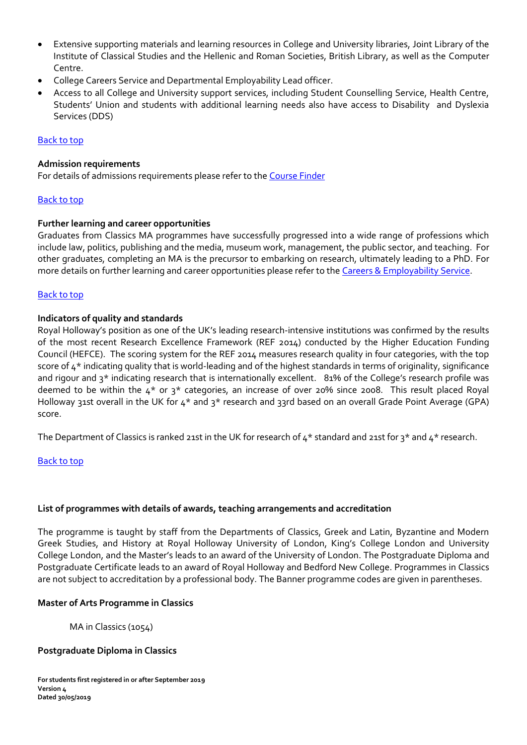- Extensive supporting materials and learning resources in College and University libraries, Joint Library of the Institute of Classical Studies and the Hellenic and Roman Societies, British Library, as well as the Computer Centre.
- College Careers Service and Departmental Employability Lead officer.
- Access to all College and University support services, including Student Counselling Service, Health Centre, Students' Union and students with additional learning needs also have access to Disability and Dyslexia Services (DDS)

Back to top

**Admission requirements**
For details of admissions requirements please refer to the Course Finder

Back to top

**Further learning and career opportunities**
Graduates from Classics MA programmes have successfully progressed into a wide range of professions which include law, politics, publishing and the media, museum work, management, the public sector, and teaching. For other graduates, completing an MA is the precursor to embarking on research, ultimately leading to a PhD. For more details on further learning and career opportunities please refer to the Careers & Employability Service.

Back to top

**Indicators of quality and standards**
Royal Holloway's position as one of the UK's leading research-intensive institutions was confirmed by the results of the most recent Research Excellence Framework (REF 2014) conducted by the Higher Education Funding Council (HEFCE). The scoring system for the REF 2014 measures research quality in four categories, with the top score of 4* indicating quality that is world-leading and of the highest standards in terms of originality, significance and rigour and 3* indicating research that is internationally excellent. 81% of the College's research profile was deemed to be within the 4* or 3* categories, an increase of over 20% since 2008. This result placed Royal Holloway 31st overall in the UK for 4* and 3* research and 33rd based on an overall Grade Point Average (GPA) score.

The Department of Classics is ranked 21st in the UK for research of 4* standard and 21st for 3* and 4* research.

Back to top

**List of programmes with details of awards, teaching arrangements and accreditation**

The programme is taught by staff from the Departments of Classics, Greek and Latin, Byzantine and Modern Greek Studies, and History at Royal Holloway University of London, King's College London and University College London, and the Master's leads to an award of the University of London. The Postgraduate Diploma and Postgraduate Certificate leads to an award of Royal Holloway and Bedford New College. Programmes in Classics are not subject to accreditation by a professional body. The Banner programme codes are given in parentheses.

**Master of Arts Programme in Classics**

MA in Classics (1054)

**Postgraduate Diploma in Classics**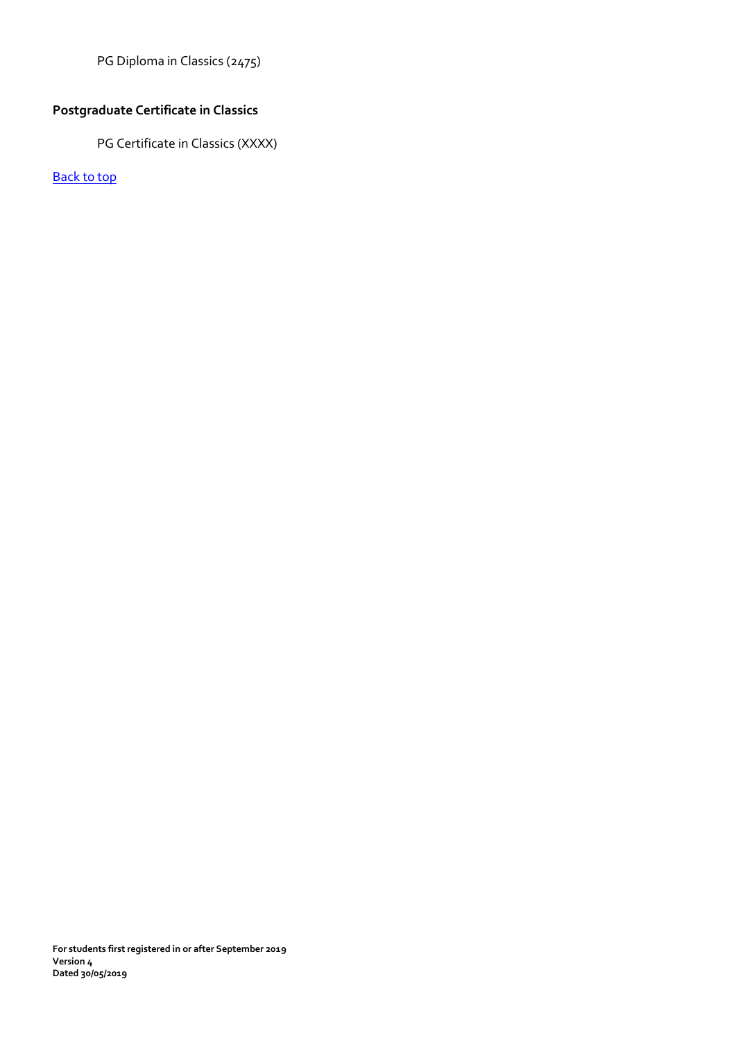PG Diploma in Classics (2475)

**Postgraduate Certificate in Classics**

PG Certificate in Classics (XXXX)

Back to top

**For students first registered in or after September 2019**
**Version 4**
**Dated 30/05/2019**